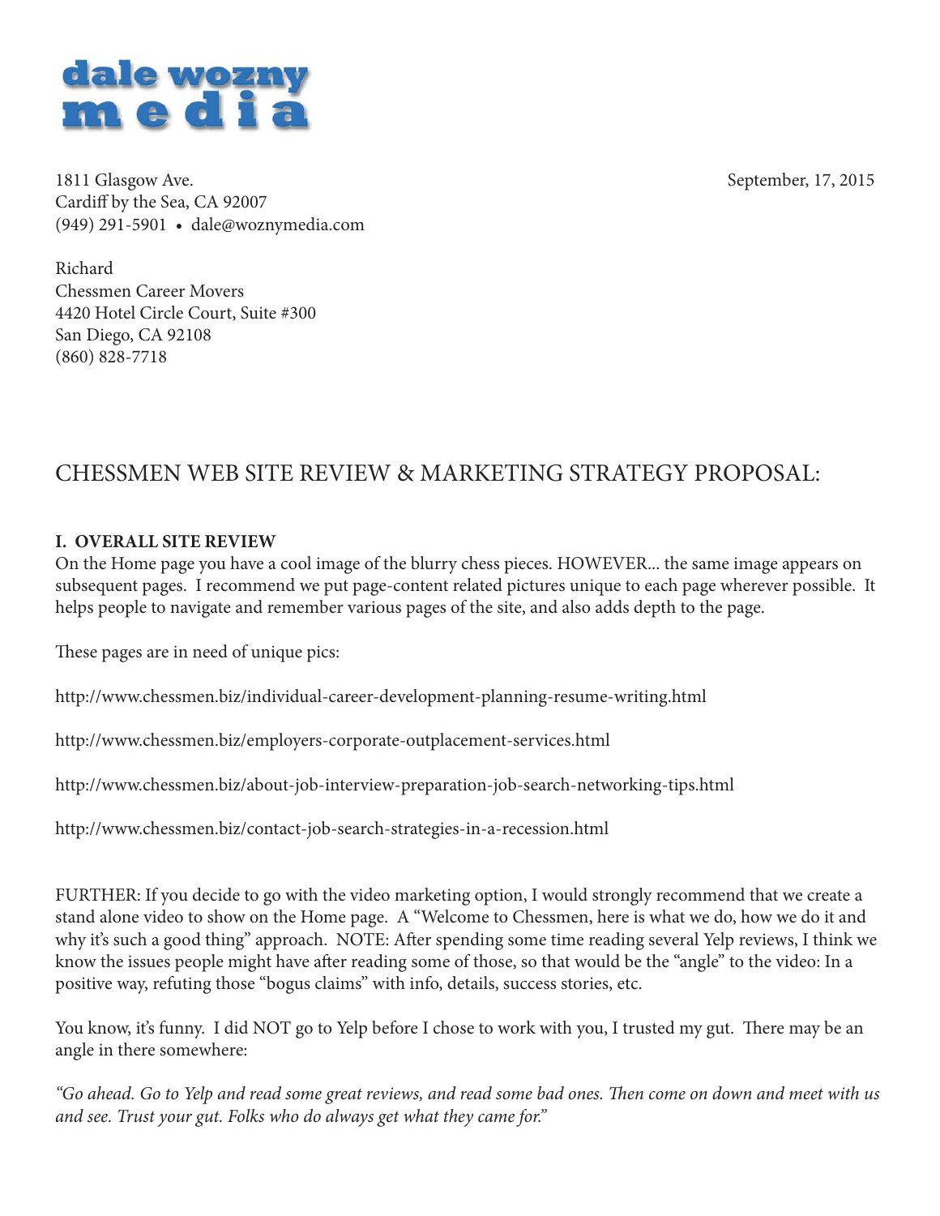**dale wozny media**

1811 Glasgow Ave.
Cardiff by the Sea, CA 92007
(949) 291-5901 • dale@woznymedia.com

September, 17, 2015

Richard
Chessmen Career Movers
4420 Hotel Circle Court, Suite #300
San Diego, CA 92108
(860) 828-7718

# CHESSMEN WEB SITE REVIEW & MARKETING STRATEGY PROPOSAL:

**I. OVERALL SITE REVIEW**

On the Home page you have a cool image of the blurry chess pieces. HOWEVER... the same image appears on subsequent pages. I recommend we put page-content related pictures unique to each page wherever possible. It helps people to navigate and remember various pages of the site, and also adds depth to the page.

These pages are in need of unique pics:

http://www.chessmen.biz/individual-career-development-planning-resume-writing.html

http://www.chessmen.biz/employers-corporate-outplacement-services.html

http://www.chessmen.biz/about-job-interview-preparation-job-search-networking-tips.html

http://www.chessmen.biz/contact-job-search-strategies-in-a-recession.html

FURTHER: If you decide to go with the video marketing option, I would strongly recommend that we create a stand alone video to show on the Home page. A "Welcome to Chessmen, here is what we do, how we do it and why it's such a good thing" approach. NOTE: After spending some time reading several Yelp reviews, I think we know the issues people might have after reading some of those, so that would be the "angle" to the video: In a positive way, refuting those "bogus claims" with info, details, success stories, etc.

You know, it's funny. I did NOT go to Yelp before I chose to work with you, I trusted my gut. There may be an angle in there somewhere:

*"Go ahead. Go to Yelp and read some great reviews, and read some bad ones. Then come on down and meet with us and see. Trust your gut. Folks who do always get what they came for."*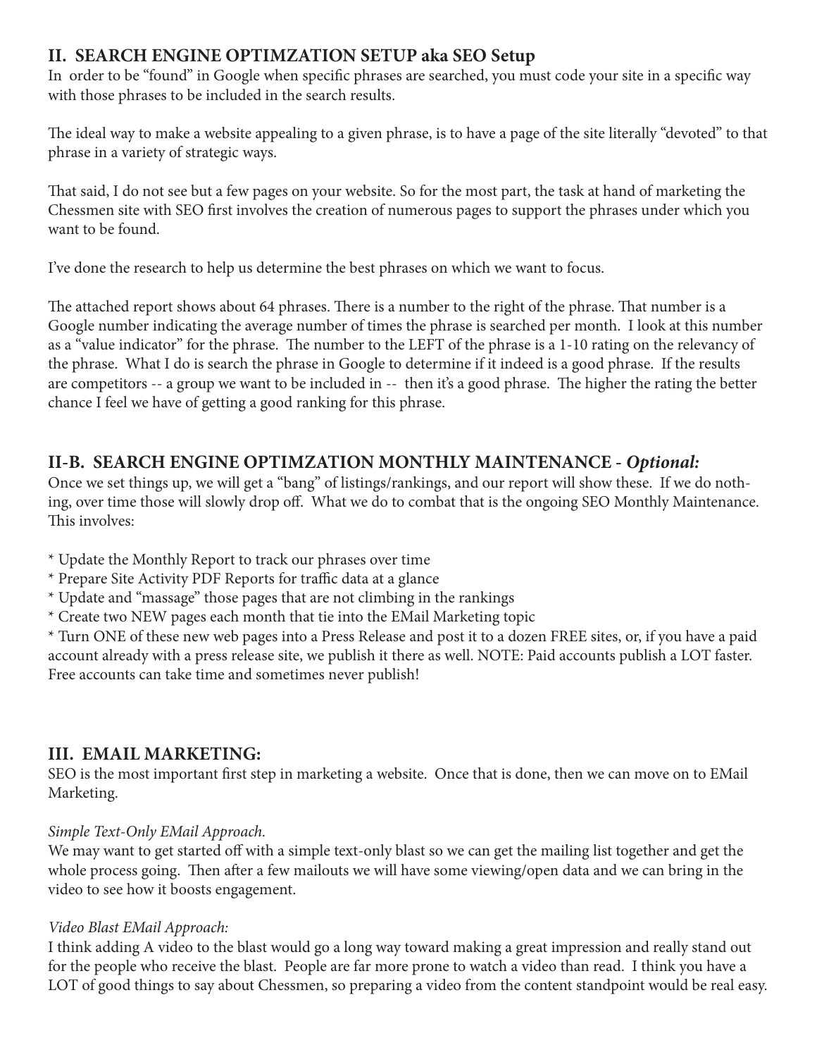## II. SEARCH ENGINE OPTIMZATION SETUP aka SEO Setup

In order to be "found" in Google when specific phrases are searched, you must code your site in a specific way with those phrases to be included in the search results.

The ideal way to make a website appealing to a given phrase, is to have a page of the site literally "devoted" to that phrase in a variety of strategic ways.

That said, I do not see but a few pages on your website. So for the most part, the task at hand of marketing the Chessmen site with SEO first involves the creation of numerous pages to support the phrases under which you want to be found.

I've done the research to help us determine the best phrases on which we want to focus.

The attached report shows about 64 phrases. There is a number to the right of the phrase. That number is a Google number indicating the average number of times the phrase is searched per month. I look at this number as a "value indicator" for the phrase. The number to the LEFT of the phrase is a 1-10 rating on the relevancy of the phrase. What I do is search the phrase in Google to determine if it indeed is a good phrase. If the results are competitors -- a group we want to be included in -- then it's a good phrase. The higher the rating the better chance I feel we have of getting a good ranking for this phrase.

## II-B. SEARCH ENGINE OPTIMZATION MONTHLY MAINTENANCE - *Optional:*

Once we set things up, we will get a "bang" of listings/rankings, and our report will show these. If we do nothing, over time those will slowly drop off. What we do to combat that is the ongoing SEO Monthly Maintenance. This involves:

* Update the Monthly Report to track our phrases over time
* Prepare Site Activity PDF Reports for traffic data at a glance
* Update and "massage" those pages that are not climbing in the rankings
* Create two NEW pages each month that tie into the EMail Marketing topic
* Turn ONE of these new web pages into a Press Release and post it to a dozen FREE sites, or, if you have a paid account already with a press release site, we publish it there as well. NOTE: Paid accounts publish a LOT faster. Free accounts can take time and sometimes never publish!

## III. EMAIL MARKETING:

SEO is the most important first step in marketing a website. Once that is done, then we can move on to EMail Marketing.

*Simple Text-Only EMail Approach.*

We may want to get started off with a simple text-only blast so we can get the mailing list together and get the whole process going. Then after a few mailouts we will have some viewing/open data and we can bring in the video to see how it boosts engagement.

*Video Blast EMail Approach:*

I think adding A video to the blast would go a long way toward making a great impression and really stand out for the people who receive the blast. People are far more prone to watch a video than read. I think you have a LOT of good things to say about Chessmen, so preparing a video from the content standpoint would be real easy.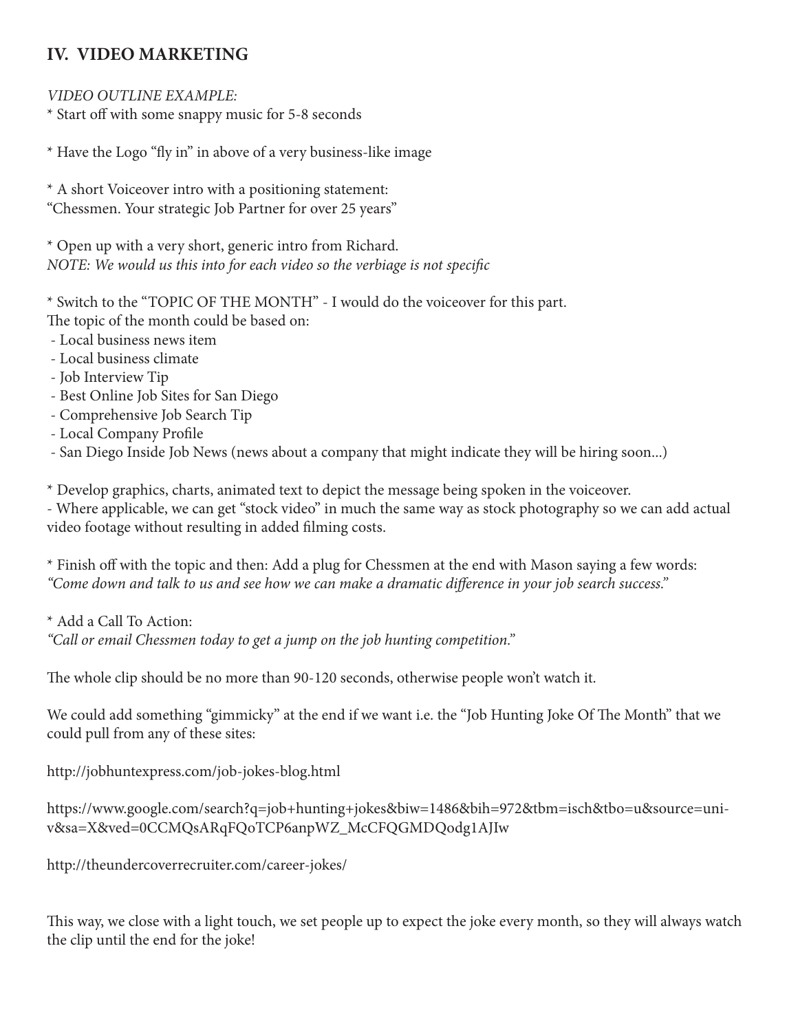## IV. VIDEO MARKETING

*VIDEO OUTLINE EXAMPLE:*

* Start off with some snappy music for 5-8 seconds

* Have the Logo "fly in" in above of a very business-like image

* A short Voiceover intro with a positioning statement:
"Chessmen. Your strategic Job Partner for over 25 years"

* Open up with a very short, generic intro from Richard.
*NOTE: We would us this into for each video so the verbiage is not specific*

* Switch to the "TOPIC OF THE MONTH" - I would do the voiceover for this part.
The topic of the month could be based on:
 - Local business news item
 - Local business climate
 - Job Interview Tip
 - Best Online Job Sites for San Diego
 - Comprehensive Job Search Tip
 - Local Company Profile
 - San Diego Inside Job News (news about a company that might indicate they will be hiring soon...)

* Develop graphics, charts, animated text to depict the message being spoken in the voiceover.
- Where applicable, we can get "stock video" in much the same way as stock photography so we can add actual video footage without resulting in added filming costs.

* Finish off with the topic and then: Add a plug for Chessmen at the end with Mason saying a few words:
*"Come down and talk to us and see how we can make a dramatic difference in your job search success."*

* Add a Call To Action:
*"Call or email Chessmen today to get a jump on the job hunting competition."*

The whole clip should be no more than 90-120 seconds, otherwise people won't watch it.

We could add something "gimmicky" at the end if we want i.e. the "Job Hunting Joke Of The Month" that we could pull from any of these sites:

http://jobhuntexpress.com/job-jokes-blog.html

https://www.google.com/search?q=job+hunting+jokes&biw=1486&bih=972&tbm=isch&tbo=u&source=univ&sa=X&ved=0CCMQsARqFQoTCP6anpWZ_McCFQGMDQodg1AJIw

http://theundercoverrecruiter.com/career-jokes/

This way, we close with a light touch, we set people up to expect the joke every month, so they will always watch the clip until the end for the joke!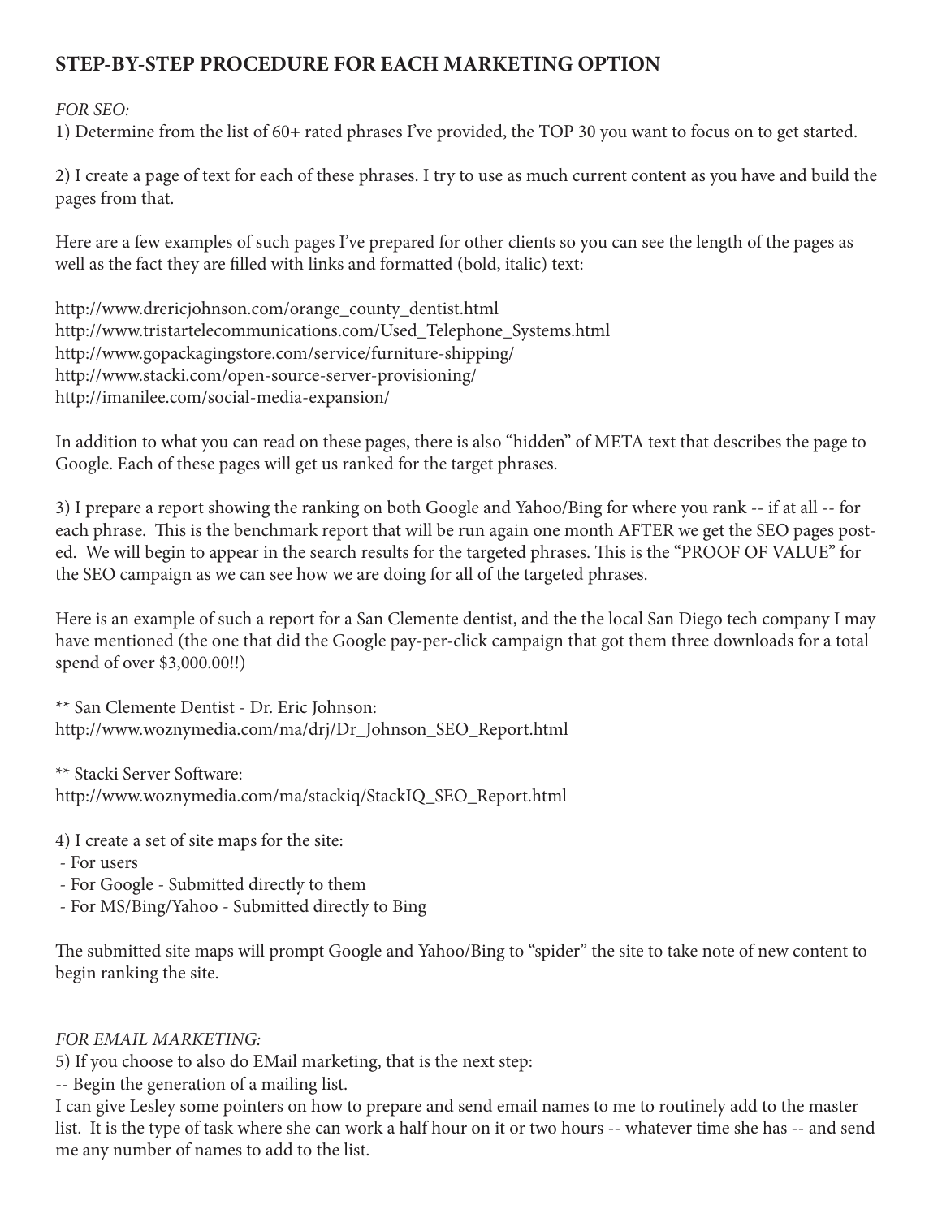## STEP-BY-STEP PROCEDURE FOR EACH MARKETING OPTION

*FOR SEO:*

1) Determine from the list of 60+ rated phrases I've provided, the TOP 30 you want to focus on to get started.

2) I create a page of text for each of these phrases. I try to use as much current content as you have and build the pages from that.

Here are a few examples of such pages I've prepared for other clients so you can see the length of the pages as well as the fact they are filled with links and formatted (bold, italic) text:

http://www.drericjohnson.com/orange_county_dentist.html
http://www.tristartelecommunications.com/Used_Telephone_Systems.html
http://www.gopackagingstore.com/service/furniture-shipping/
http://www.stacki.com/open-source-server-provisioning/
http://imanilee.com/social-media-expansion/

In addition to what you can read on these pages, there is also "hidden" of META text that describes the page to Google. Each of these pages will get us ranked for the target phrases.

3) I prepare a report showing the ranking on both Google and Yahoo/Bing for where you rank -- if at all -- for each phrase. This is the benchmark report that will be run again one month AFTER we get the SEO pages posted. We will begin to appear in the search results for the targeted phrases. This is the "PROOF OF VALUE" for the SEO campaign as we can see how we are doing for all of the targeted phrases.

Here is an example of such a report for a San Clemente dentist, and the the local San Diego tech company I may have mentioned (the one that did the Google pay-per-click campaign that got them three downloads for a total spend of over $3,000.00!!)

** San Clemente Dentist - Dr. Eric Johnson:
http://www.woznymedia.com/ma/drj/Dr_Johnson_SEO_Report.html

** Stacki Server Software:
http://www.woznymedia.com/ma/stackiq/StackIQ_SEO_Report.html

4) I create a set of site maps for the site:
 - For users
 - For Google - Submitted directly to them
 - For MS/Bing/Yahoo - Submitted directly to Bing

The submitted site maps will prompt Google and Yahoo/Bing to "spider" the site to take note of new content to begin ranking the site.

*FOR EMAIL MARKETING:*

5) If you choose to also do EMail marketing, that is the next step:
-- Begin the generation of a mailing list.
I can give Lesley some pointers on how to prepare and send email names to me to routinely add to the master list. It is the type of task where she can work a half hour on it or two hours -- whatever time she has -- and send me any number of names to add to the list.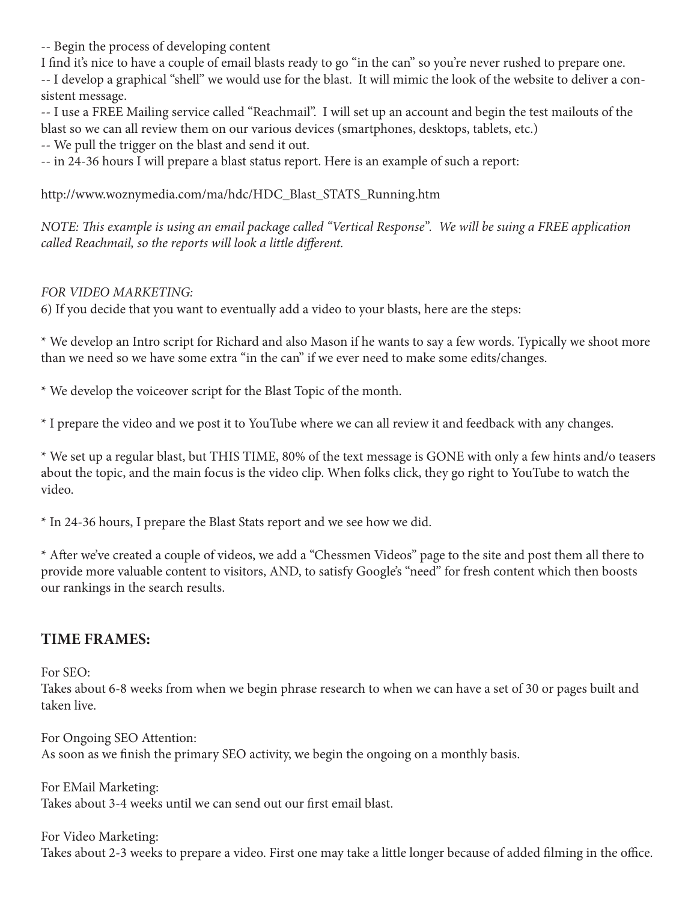-- Begin the process of developing content
I find it's nice to have a couple of email blasts ready to go "in the can" so you're never rushed to prepare one.
-- I develop a graphical "shell" we would use for the blast. It will mimic the look of the website to deliver a consistent message.
-- I use a FREE Mailing service called "Reachmail". I will set up an account and begin the test mailouts of the blast so we can all review them on our various devices (smartphones, desktops, tablets, etc.)
-- We pull the trigger on the blast and send it out.
-- in 24-36 hours I will prepare a blast status report. Here is an example of such a report:

http://www.woznymedia.com/ma/hdc/HDC_Blast_STATS_Running.htm

*NOTE: This example is using an email package called "Vertical Response". We will be suing a FREE application called Reachmail, so the reports will look a little different.*

*FOR VIDEO MARKETING:*
6) If you decide that you want to eventually add a video to your blasts, here are the steps:

* We develop an Intro script for Richard and also Mason if he wants to say a few words. Typically we shoot more than we need so we have some extra "in the can" if we ever need to make some edits/changes.

* We develop the voiceover script for the Blast Topic of the month.

* I prepare the video and we post it to YouTube where we can all review it and feedback with any changes.

* We set up a regular blast, but THIS TIME, 80% of the text message is GONE with only a few hints and/o teasers about the topic, and the main focus is the video clip. When folks click, they go right to YouTube to watch the video.

* In 24-36 hours, I prepare the Blast Stats report and we see how we did.

* After we've created a couple of videos, we add a "Chessmen Videos" page to the site and post them all there to provide more valuable content to visitors, AND, to satisfy Google's "need" for fresh content which then boosts our rankings in the search results.

## TIME FRAMES:

For SEO:
Takes about 6-8 weeks from when we begin phrase research to when we can have a set of 30 or pages built and taken live.

For Ongoing SEO Attention:
As soon as we finish the primary SEO activity, we begin the ongoing on a monthly basis.

For EMail Marketing:
Takes about 3-4 weeks until we can send out our first email blast.

For Video Marketing:
Takes about 2-3 weeks to prepare a video. First one may take a little longer because of added filming in the office.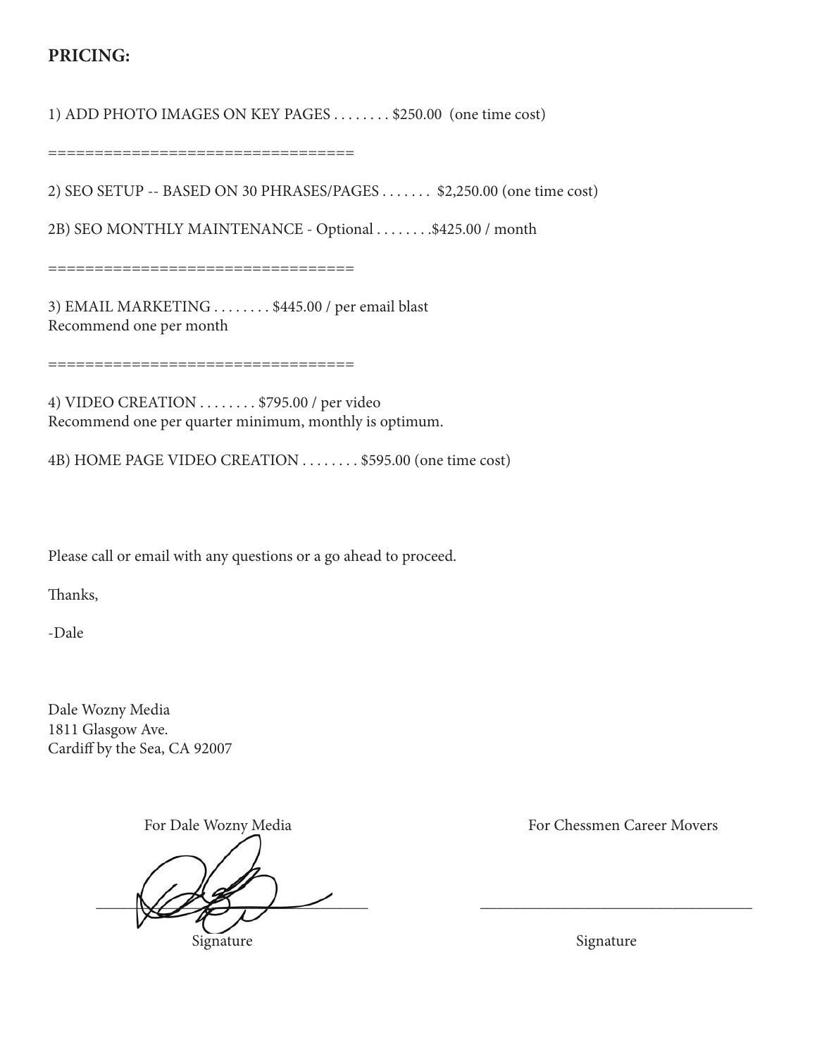**PRICING:**

1) ADD PHOTO IMAGES ON KEY PAGES . . . . . . . . $250.00 (one time cost)

=================================

2) SEO SETUP -- BASED ON 30 PHRASES/PAGES . . . . . . . $2,250.00 (one time cost)

2B) SEO MONTHLY MAINTENANCE - Optional . . . . . . . .$425.00 / month

=================================

3) EMAIL MARKETING . . . . . . . . $445.00 / per email blast
Recommend one per month

=================================

4) VIDEO CREATION . . . . . . . . $795.00 / per video
Recommend one per quarter minimum, monthly is optimum.

4B) HOME PAGE VIDEO CREATION . . . . . . . . $595.00 (one time cost)

Please call or email with any questions or a go ahead to proceed.

Thanks,

-Dale

Dale Wozny Media
1811 Glasgow Ave.
Cardiff by the Sea, CA 92007

| For Dale Wozny Media | For Chessmen Career Movers |
| --- | --- |
| ______________________ | ______________________ |
| Signature | Signature |